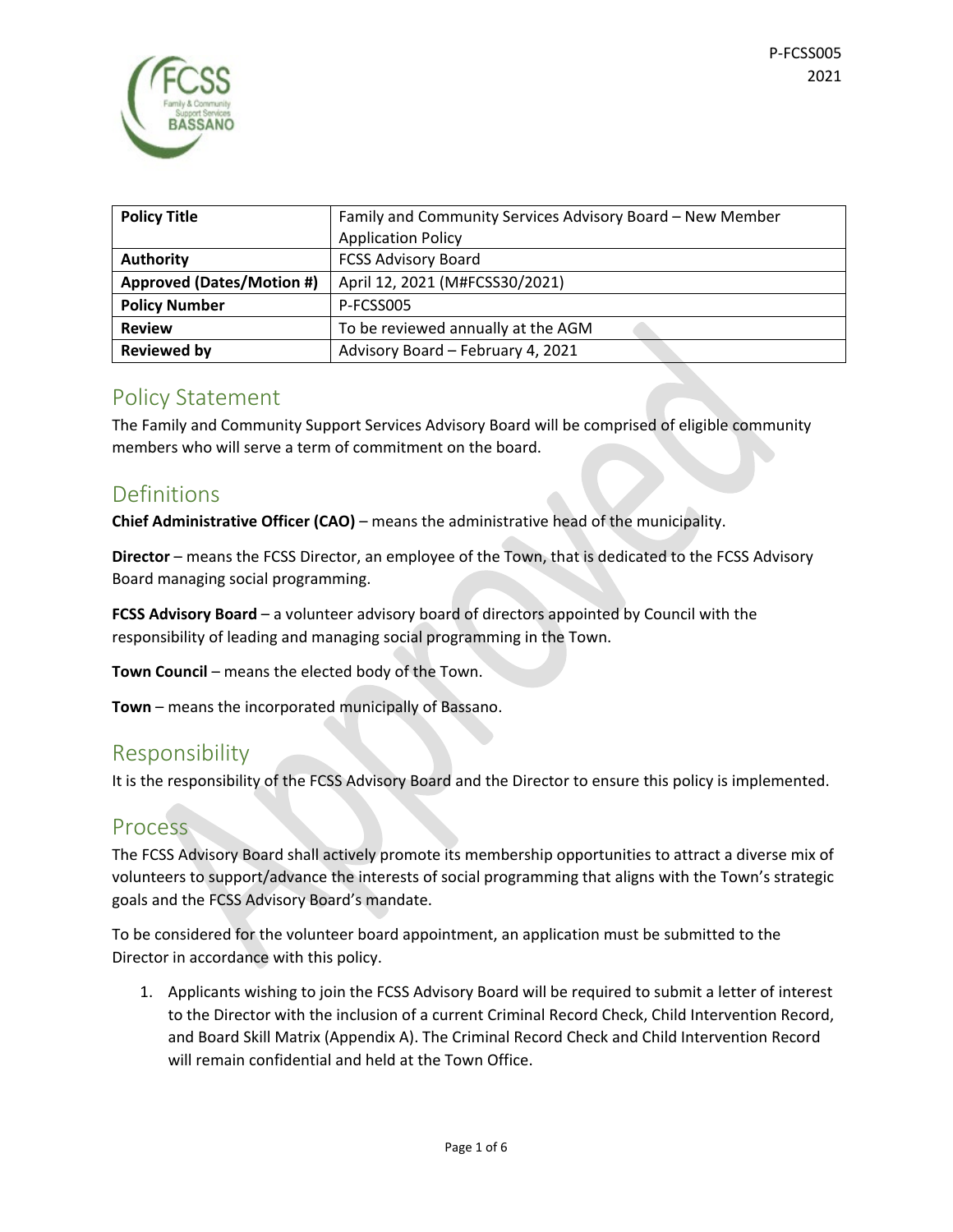P-FCSS005
2021

| Policy Title | Family and Community Services Advisory Board – New Member Application Policy |
|---|---|
| Authority | FCSS Advisory Board |
| Approved (Dates/Motion #) | April 12, 2021 (M#FCSS30/2021) |
| Policy Number | P-FCSS005 |
| Review | To be reviewed annually at the AGM |
| Reviewed by | Advisory Board – February 4, 2021 |

## Policy Statement

The Family and Community Support Services Advisory Board will be comprised of eligible community members who will serve a term of commitment on the board.

## Definitions

**Chief Administrative Officer (CAO)** – means the administrative head of the municipality.

**Director** – means the FCSS Director, an employee of the Town, that is dedicated to the FCSS Advisory Board managing social programming.

**FCSS Advisory Board** – a volunteer advisory board of directors appointed by Council with the responsibility of leading and managing social programming in the Town.

**Town Council** – means the elected body of the Town.

**Town** – means the incorporated municipally of Bassano.

## Responsibility

It is the responsibility of the FCSS Advisory Board and the Director to ensure this policy is implemented.

## Process

The FCSS Advisory Board shall actively promote its membership opportunities to attract a diverse mix of volunteers to support/advance the interests of social programming that aligns with the Town's strategic goals and the FCSS Advisory Board's mandate.

To be considered for the volunteer board appointment, an application must be submitted to the Director in accordance with this policy.

1. Applicants wishing to join the FCSS Advisory Board will be required to submit a letter of interest to the Director with the inclusion of a current Criminal Record Check, Child Intervention Record, and Board Skill Matrix (Appendix A). The Criminal Record Check and Child Intervention Record will remain confidential and held at the Town Office.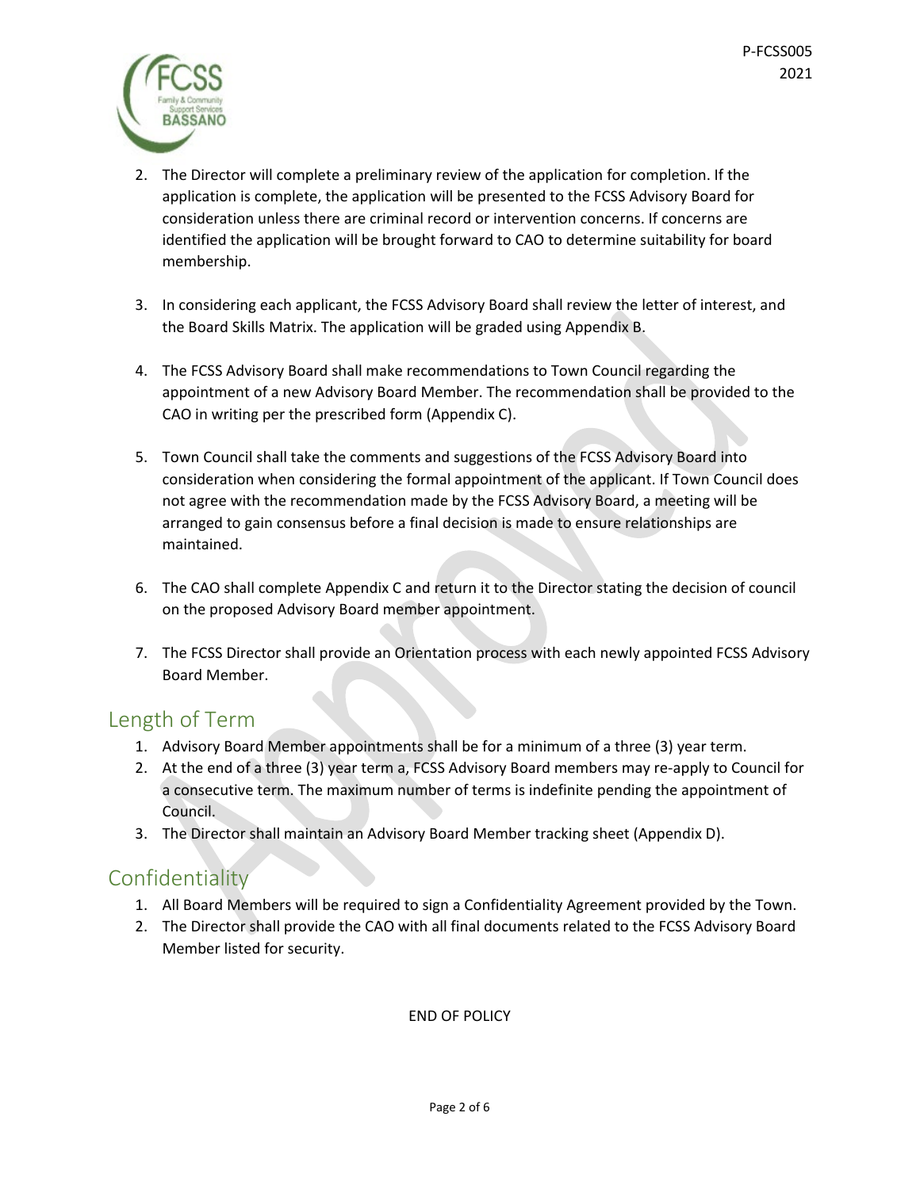2. The Director will complete a preliminary review of the application for completion. If the application is complete, the application will be presented to the FCSS Advisory Board for consideration unless there are criminal record or intervention concerns. If concerns are identified the application will be brought forward to CAO to determine suitability for board membership.

3. In considering each applicant, the FCSS Advisory Board shall review the letter of interest, and the Board Skills Matrix. The application will be graded using Appendix B.

4. The FCSS Advisory Board shall make recommendations to Town Council regarding the appointment of a new Advisory Board Member. The recommendation shall be provided to the CAO in writing per the prescribed form (Appendix C).

5. Town Council shall take the comments and suggestions of the FCSS Advisory Board into consideration when considering the formal appointment of the applicant. If Town Council does not agree with the recommendation made by the FCSS Advisory Board, a meeting will be arranged to gain consensus before a final decision is made to ensure relationships are maintained.

6. The CAO shall complete Appendix C and return it to the Director stating the decision of council on the proposed Advisory Board member appointment.

7. The FCSS Director shall provide an Orientation process with each newly appointed FCSS Advisory Board Member.

## Length of Term

1. Advisory Board Member appointments shall be for a minimum of a three (3) year term.
2. At the end of a three (3) year term a, FCSS Advisory Board members may re-apply to Council for a consecutive term. The maximum number of terms is indefinite pending the appointment of Council.
3. The Director shall maintain an Advisory Board Member tracking sheet (Appendix D).

## Confidentiality

1. All Board Members will be required to sign a Confidentiality Agreement provided by the Town.
2. The Director shall provide the CAO with all final documents related to the FCSS Advisory Board Member listed for security.

END OF POLICY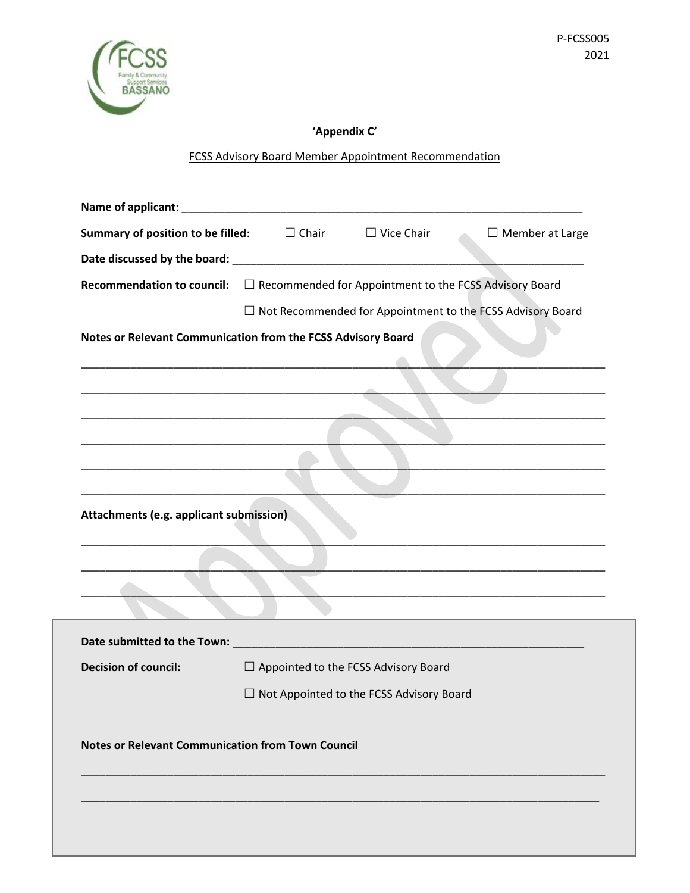P-FCSS005
2021

**'Appendix C'**

FCSS Advisory Board Member Appointment Recommendation

**Name of applicant**: ______________________________________________________________________

**Summary of position to be filled**: ☐ Chair ☐ Vice Chair ☐ Member at Large

**Date discussed by the board:** ____________________________________________________________

**Recommendation to council:** ☐ Recommended for Appointment to the FCSS Advisory Board

☐ Not Recommended for Appointment to the FCSS Advisory Board

**Notes or Relevant Communication from the FCSS Advisory Board**

______________________________________________________________________________

______________________________________________________________________________

______________________________________________________________________________

______________________________________________________________________________

______________________________________________________________________________

______________________________________________________________________________

**Attachments (e.g. applicant submission)**

______________________________________________________________________________

______________________________________________________________________________

______________________________________________________________________________

**Date submitted to the Town:** ____________________________________________________________

**Decision of council:** ☐ Appointed to the FCSS Advisory Board

☐ Not Appointed to the FCSS Advisory Board

**Notes or Relevant Communication from Town Council**

______________________________________________________________________________

______________________________________________________________________________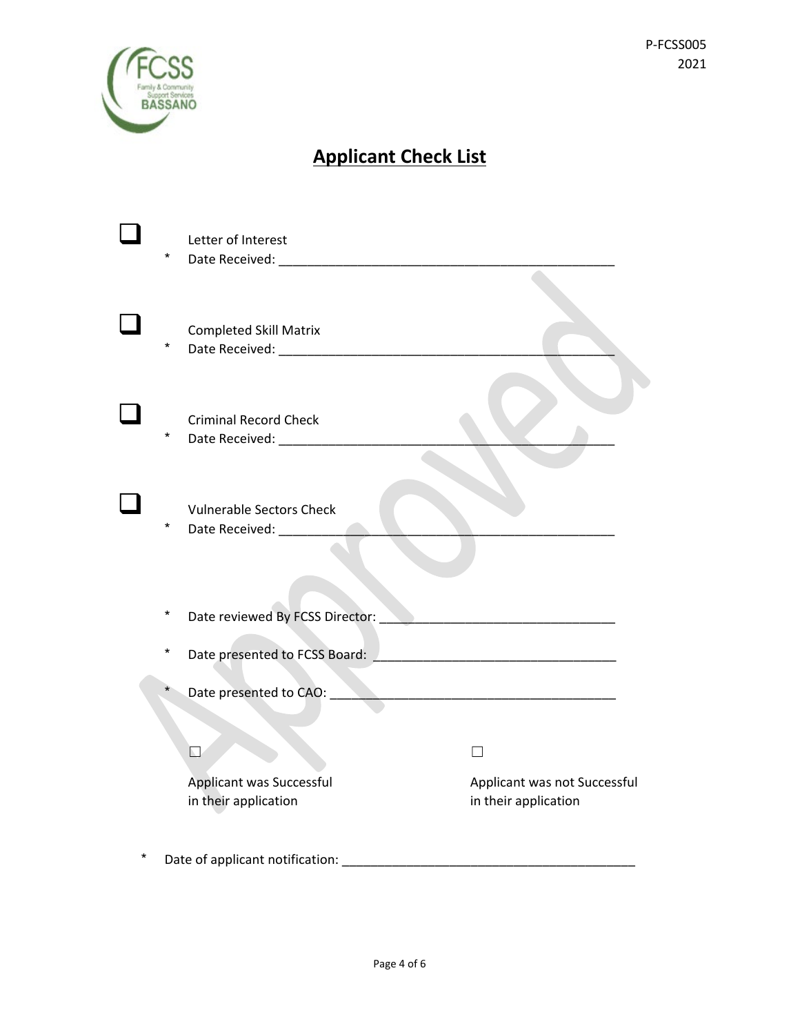# Applicant Check List

☐ Letter of Interest
* Date Received: ___________________________________________

☐ Completed Skill Matrix
* Date Received: ___________________________________________

☐ Criminal Record Check
* Date Received: ___________________________________________

☐ Vulnerable Sectors Check
* Date Received: ___________________________________________

* Date reviewed By FCSS Director: ______________________________
* Date presented to FCSS Board: _______________________________
* Date presented to CAO: _____________________________________

☐ Applicant was Successful in their application

☐ Applicant was not Successful in their application

* Date of applicant notification: _____________________________________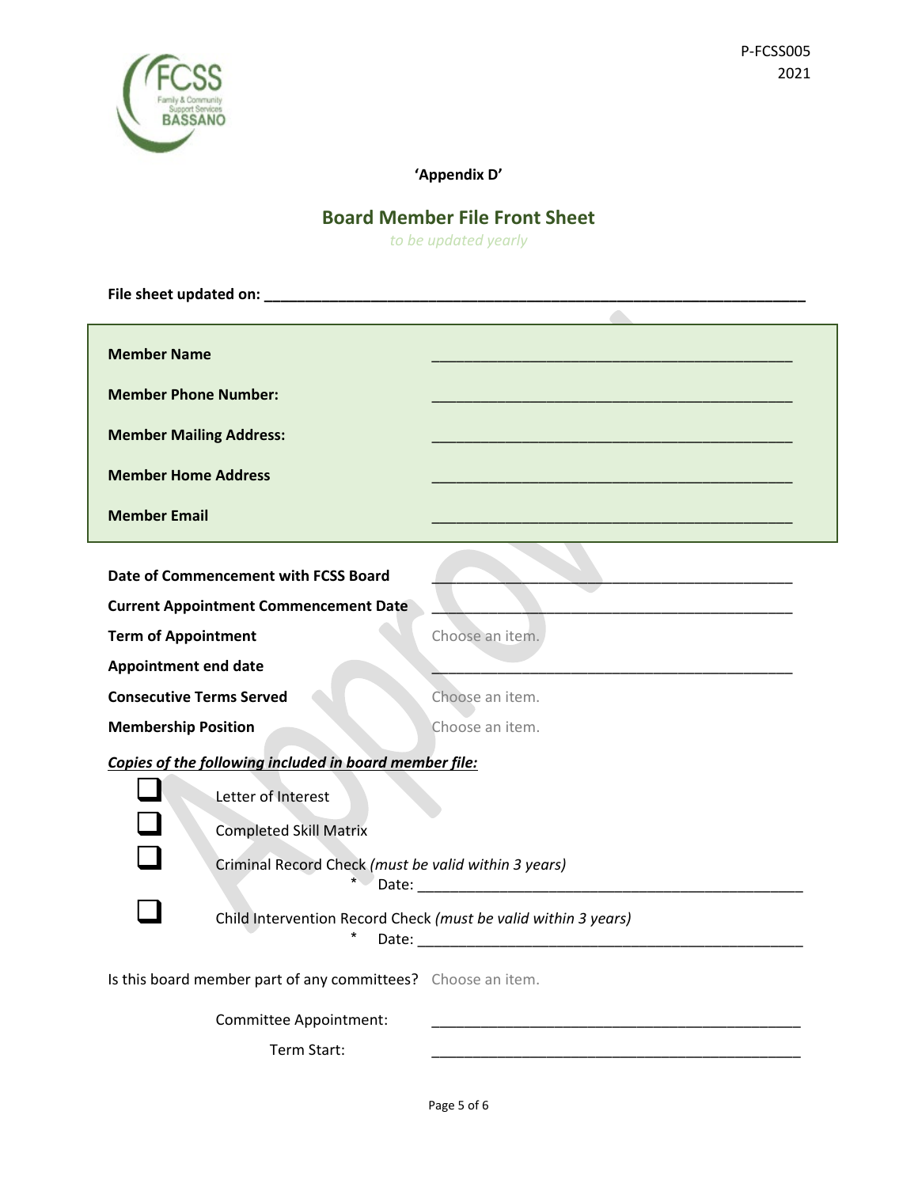P-FCSS005
2021

**'Appendix D'**

## Board Member File Front Sheet

*to be updated yearly*

**File sheet updated on:** ______________________________________________

| | |
|---|---|
| **Member Name** | ______________________________ |
| **Member Phone Number:** | ______________________________ |
| **Member Mailing Address:** | ______________________________ |
| **Member Home Address** | ______________________________ |
| **Member Email** | ______________________________ |

| | |
|---|---|
| **Date of Commencement with FCSS Board** | ______________________________ |
| **Current Appointment Commencement Date** | ______________________________ |
| **Term of Appointment** | Choose an item. |
| **Appointment end date** | ______________________________ |
| **Consecutive Terms Served** | Choose an item. |
| **Membership Position** | Choose an item. |

***Copies of the following included in board member file:***

- ☐ Letter of Interest
- ☐ Completed Skill Matrix
- ☐ Criminal Record Check *(must be valid within 3 years)*
  - * Date: ______________________________
- ☐ Child Intervention Record Check *(must be valid within 3 years)*
  - * Date: ______________________________

Is this board member part of any committees? Choose an item.

Committee Appointment: ______________________________

Term Start: ______________________________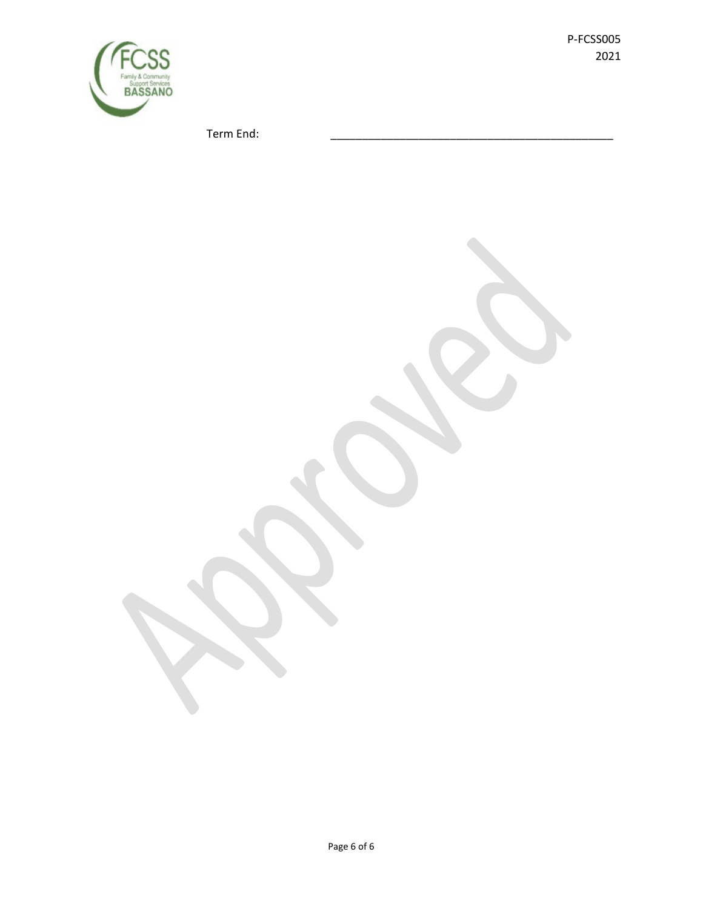Term End: _______________________________________________